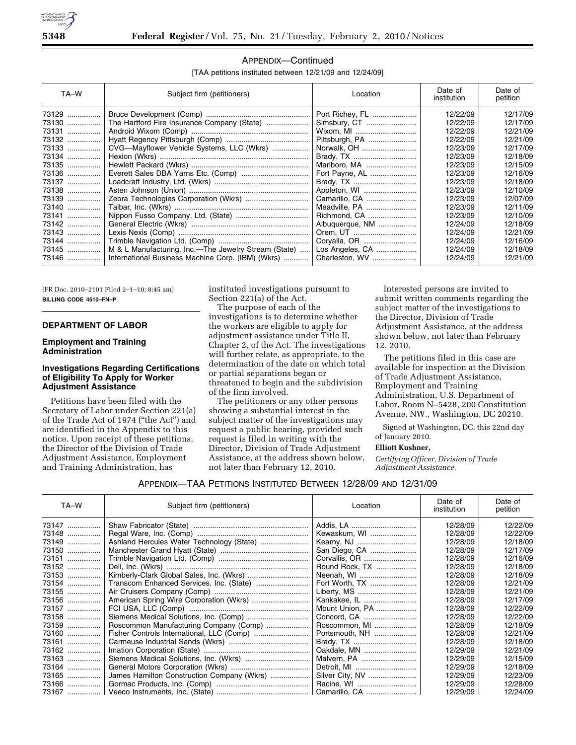## APPENDIX—Continued

[TAA petitions instituted between 12/21/09 and 12/24/09]

| TA–W | Subject firm (petitioners) | Location | Date of institution | Date of petition |
|---|---|---|---|---|
| 73129 | Bruce Development (Comp) | Port Richey, FL | 12/22/09 | 12/17/09 |
| 73130 | The Hartford Fire Insurance Company (State) | Simsbury, CT | 12/22/09 | 12/17/09 |
| 73131 | Android Wixom (Comp) | Wixom, MI | 12/22/09 | 12/21/09 |
| 73132 | Hyatt Regency Pittsburgh (Comp) | Pittsburgh, PA | 12/22/09 | 12/21/09 |
| 73133 | CVG—Mayflower Vehicle Systems, LLC (Wkrs) | Norwalk, OH | 12/23/09 | 12/17/09 |
| 73134 | Hexion (Wkrs) | Brady, TX | 12/23/09 | 12/18/09 |
| 73135 | Hewlett Packard (Wkrs) | Marlboro, MA | 12/23/09 | 12/15/09 |
| 73136 | Everett Sales DBA Yarns Etc. (Comp) | Fort Payne, AL | 12/23/09 | 12/16/09 |
| 73137 | Loadcraft Industry, Ltd. (Wkrs) | Brady, TX | 12/23/09 | 12/18/09 |
| 73138 | Asten Johnson (Union) | Appleton, WI | 12/23/09 | 12/10/09 |
| 73139 | Zebra Technologies Corporation (Wkrs) | Camarillo, CA | 12/23/09 | 12/07/09 |
| 73140 | Talbar, Inc. (Wkrs) | Meadville, PA | 12/23/09 | 12/11/09 |
| 73141 | Nippon Fusso Company, Ltd. (State) | Richmond, CA | 12/23/09 | 12/10/09 |
| 73142 | General Electric (Wkrs) | Albuquerque, NM | 12/24/09 | 12/18/09 |
| 73143 | Lexis Nexis (Comp) | Orem, UT | 12/24/09 | 12/21/09 |
| 73144 | Trimble Navigation Ltd. (Comp) | Coryalla, OR | 12/24/09 | 12/16/09 |
| 73145 | M & L Manufacturing, Inc.—The Jewelry Stream (State) | Los Angeles, CA | 12/24/09 | 12/18/09 |
| 73146 | International Business Machine Corp. (IBM) (Wkrs) | Charleston, WV | 12/24/09 | 12/21/09 |

[FR Doc. 2010–2101 Filed 2–1–10; 8:45 am]

**BILLING CODE 4510–FN–P**

---

## DEPARTMENT OF LABOR

### Employment and Training Administration

### Investigations Regarding Certifications of Eligibility To Apply for Worker Adjustment Assistance

Petitions have been filed with the Secretary of Labor under Section 221(a) of the Trade Act of 1974 ("the Act") and are identified in the Appendix to this notice. Upon receipt of these petitions, the Director of the Division of Trade Adjustment Assistance, Employment and Training Administration, has instituted investigations pursuant to Section 221(a) of the Act.

The purpose of each of the investigations is to determine whether the workers are eligible to apply for adjustment assistance under Title II, Chapter 2, of the Act. The investigations will further relate, as appropriate, to the determination of the date on which total or partial separations began or threatened to begin and the subdivision of the firm involved.

The petitioners or any other persons showing a substantial interest in the subject matter of the investigations may request a public hearing, provided such request is filed in writing with the Director, Division of Trade Adjustment Assistance, at the address shown below, not later than February 12, 2010.

Interested persons are invited to submit written comments regarding the subject matter of the investigations to the Director, Division of Trade Adjustment Assistance, at the address shown below, not later than February 12, 2010.

The petitions filed in this case are available for inspection at the Division of Trade Adjustment Assistance, Employment and Training Administration, U.S. Department of Labor, Room N–5428, 200 Constitution Avenue, NW., Washington, DC 20210.

Signed at Washington, DC, this 22nd day of January 2010.

**Elliott Kushner,**

*Certifying Officer, Division of Trade Adjustment Assistance.*

## APPENDIX—TAA PETITIONS INSTITUTED BETWEEN 12/28/09 AND 12/31/09

| TA–W | Subject firm (petitioners) | Location | Date of institution | Date of petition |
|---|---|---|---|---|
| 73147 | Shaw Fabricator (State) | Addis, LA | 12/28/09 | 12/22/09 |
| 73148 | Regal Ware, Inc. (Comp) | Kewaskum, WI | 12/28/09 | 12/22/09 |
| 73149 | Ashland Hercules Water Technology (State) | Kearny, NJ | 12/28/09 | 12/18/09 |
| 73150 | Manchester Grand Hyatt (State) | San Diego, CA | 12/28/09 | 12/17/09 |
| 73151 | Trimble Navigation Ltd. (Comp) | Corvallis, OR | 12/28/09 | 12/16/09 |
| 73152 | Dell, Inc. (Wkrs) | Round Rock, TX | 12/28/09 | 12/18/09 |
| 73153 | Kimberly-Clark Global Sales, Inc. (Wkrs) | Neenah, WI | 12/28/09 | 12/18/09 |
| 73154 | Transcom Enhanced Services, Inc. (State) | Fort Worth, TX | 12/28/09 | 12/21/09 |
| 73155 | Air Cruisers Company (Comp) | Liberty, MS | 12/28/09 | 12/21/09 |
| 73156 | American Spring Wire Corporation (Wkrs) | Kankakee, IL | 12/28/09 | 12/17/09 |
| 73157 | FCI USA, LLC (Comp) | Mount Union, PA | 12/28/09 | 12/22/09 |
| 73158 | Siemens Medical Solutions, Inc. (Comp) | Concord, CA | 12/28/09 | 12/22/09 |
| 73159 | Roscommon Manufacturing Company (Comp) | Roscommon, MI | 12/28/09 | 12/18/09 |
| 73160 | Fisher Controls International, LLC (Comp) | Portsmouth, NH | 12/28/09 | 12/21/09 |
| 73161 | Carmeuse Industrial Sands (Wkrs) | Brady, TX | 12/28/09 | 12/18/09 |
| 73162 | Imation Corporation (State) | Oakdale, MN | 12/29/09 | 12/21/09 |
| 73163 | Siemens Medical Solutions, Inc. (Wkrs) | Malvern, PA | 12/29/09 | 12/15/09 |
| 73164 | General Motors Corporation (Wkrs) | Detroit, MI | 12/29/09 | 12/18/09 |
| 73165 | James Hamilton Construction Company (Wkrs) | Silver City, NV | 12/29/09 | 12/23/09 |
| 73166 | Gormac Products, Inc. (Comp) | Racine, WI | 12/29/09 | 12/28/09 |
| 73167 | Veeco Instruments, Inc. (State) | Camarillo, CA | 12/29/09 | 12/24/09 |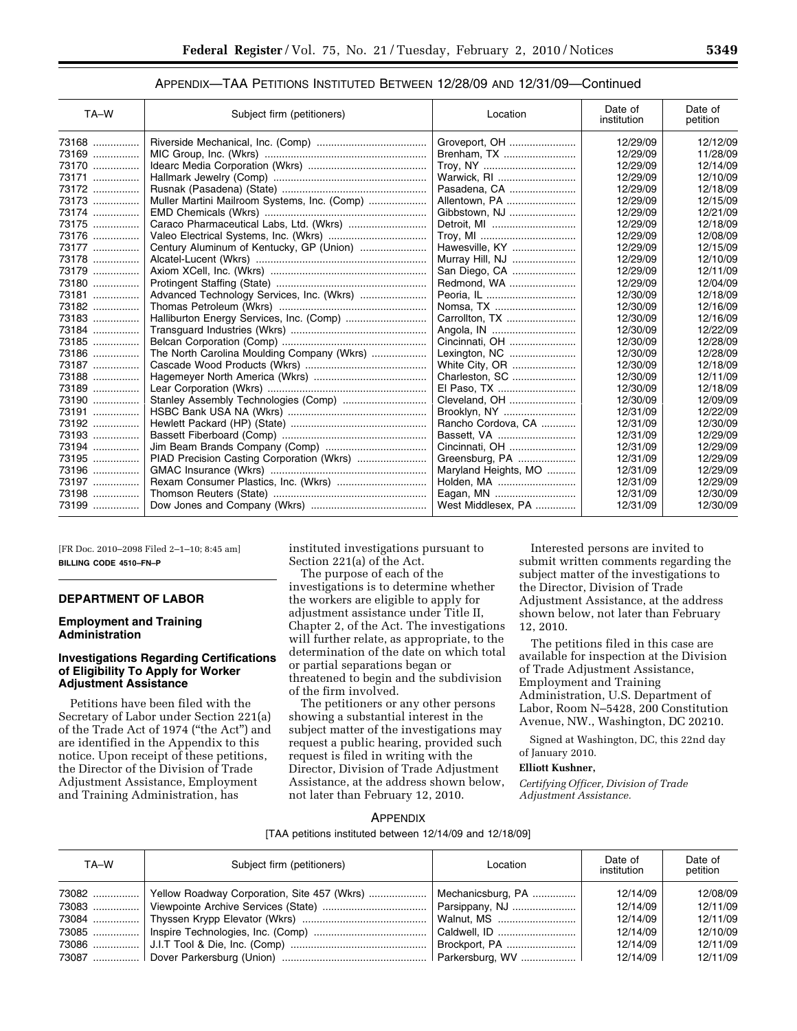## APPENDIX—TAA PETITIONS INSTITUTED BETWEEN 12/28/09 AND 12/31/09—Continued

| TA–W | Subject firm (petitioners) | Location | Date of institution | Date of petition |
|---|---|---|---|---|
| 73168 | Riverside Mechanical, Inc. (Comp) | Groveport, OH | 12/29/09 | 12/12/09 |
| 73169 | MIC Group, Inc. (Wkrs) | Brenham, TX | 12/29/09 | 11/28/09 |
| 73170 | Idearc Media Corporation (Wkrs) | Troy, NY | 12/29/09 | 12/14/09 |
| 73171 | Hallmark Jewelry (Comp) | Warwick, RI | 12/29/09 | 12/10/09 |
| 73172 | Rusnak (Pasadena) (State) | Pasadena, CA | 12/29/09 | 12/18/09 |
| 73173 | Muller Martini Mailroom Systems, Inc. (Comp) | Allentown, PA | 12/29/09 | 12/15/09 |
| 73174 | EMD Chemicals (Wkrs) | Gibbstown, NJ | 12/29/09 | 12/21/09 |
| 73175 | Caraco Pharmaceutical Labs, Ltd. (Wkrs) | Detroit, MI | 12/29/09 | 12/18/09 |
| 73176 | Valeo Electrical Systems, Inc. (Wkrs) | Troy, MI | 12/29/09 | 12/08/09 |
| 73177 | Century Aluminum of Kentucky, GP (Union) | Hawesville, KY | 12/29/09 | 12/15/09 |
| 73178 | Alcatel-Lucent (Wkrs) | Murray Hill, NJ | 12/29/09 | 12/10/09 |
| 73179 | Axiom XCell, Inc. (Wkrs) | San Diego, CA | 12/29/09 | 12/11/09 |
| 73180 | Protingent Staffing (State) | Redmond, WA | 12/29/09 | 12/04/09 |
| 73181 | Advanced Technology Services, Inc. (Wkrs) | Peoria, IL | 12/30/09 | 12/18/09 |
| 73182 | Thomas Petroleum (Wkrs) | Nomsa, TX | 12/30/09 | 12/16/09 |
| 73183 | Halliburton Energy Services, Inc. (Comp) | Carrollton, TX | 12/30/09 | 12/16/09 |
| 73184 | Transguard Industries (Wkrs) | Angola, IN | 12/30/09 | 12/22/09 |
| 73185 | Belcan Corporation (Comp) | Cincinnati, OH | 12/30/09 | 12/28/09 |
| 73186 | The North Carolina Moulding Company (Wkrs) | Lexington, NC | 12/30/09 | 12/28/09 |
| 73187 | Cascade Wood Products (Wkrs) | White City, OR | 12/30/09 | 12/18/09 |
| 73188 | Hagemeyer North America (Wkrs) | Charleston, SC | 12/30/09 | 12/11/09 |
| 73189 | Lear Corporation (Wkrs) | El Paso, TX | 12/30/09 | 12/18/09 |
| 73190 | Stanley Assembly Technologies (Comp) | Cleveland, OH | 12/30/09 | 12/09/09 |
| 73191 | HSBC Bank USA NA (Wkrs) | Brooklyn, NY | 12/31/09 | 12/22/09 |
| 73192 | Hewlett Packard (HP) (State) | Rancho Cordova, CA | 12/31/09 | 12/30/09 |
| 73193 | Bassett Fiberboard (Comp) | Bassett, VA | 12/31/09 | 12/29/09 |
| 73194 | Jim Beam Brands Company (Comp) | Cincinnati, OH | 12/31/09 | 12/29/09 |
| 73195 | PIAD Precision Casting Corporation (Wkrs) | Greensburg, PA | 12/31/09 | 12/29/09 |
| 73196 | GMAC Insurance (Wkrs) | Maryland Heights, MO | 12/31/09 | 12/29/09 |
| 73197 | Rexam Consumer Plastics, Inc. (Wkrs) | Holden, MA | 12/31/09 | 12/29/09 |
| 73198 | Thomson Reuters (State) | Eagan, MN | 12/31/09 | 12/30/09 |
| 73199 | Dow Jones and Company (Wkrs) | West Middlesex, PA | 12/31/09 | 12/30/09 |

[FR Doc. 2010–2098 Filed 2–1–10; 8:45 am]

**BILLING CODE 4510–FN–P**

## DEPARTMENT OF LABOR

### Employment and Training Administration

### Investigations Regarding Certifications of Eligibility To Apply for Worker Adjustment Assistance

Petitions have been filed with the Secretary of Labor under Section 221(a) of the Trade Act of 1974 ("the Act") and are identified in the Appendix to this notice. Upon receipt of these petitions, the Director of the Division of Trade Adjustment Assistance, Employment and Training Administration, has instituted investigations pursuant to Section 221(a) of the Act.

The purpose of each of the investigations is to determine whether the workers are eligible to apply for adjustment assistance under Title II, Chapter 2, of the Act. The investigations will further relate, as appropriate, to the determination of the date on which total or partial separations began or threatened to begin and the subdivision of the firm involved.

The petitioners or any other persons showing a substantial interest in the subject matter of the investigations may request a public hearing, provided such request is filed in writing with the Director, Division of Trade Adjustment Assistance, at the address shown below, not later than February 12, 2010.

Interested persons are invited to submit written comments regarding the subject matter of the investigations to the Director, Division of Trade Adjustment Assistance, at the address shown below, not later than February 12, 2010.

The petitions filed in this case are available for inspection at the Division of Trade Adjustment Assistance, Employment and Training Administration, U.S. Department of Labor, Room N–5428, 200 Constitution Avenue, NW., Washington, DC 20210.

Signed at Washington, DC, this 22nd day of January 2010.

**Elliott Kushner,**

*Certifying Officer, Division of Trade Adjustment Assistance.*

## APPENDIX

[TAA petitions instituted between 12/14/09 and 12/18/09]

| TA–W | Subject firm (petitioners) | Location | Date of institution | Date of petition |
|---|---|---|---|---|
| 73082 | Yellow Roadway Corporation, Site 457 (Wkrs) | Mechanicsburg, PA | 12/14/09 | 12/08/09 |
| 73083 | Viewpointe Archive Services (State) | Parsippany, NJ | 12/14/09 | 12/11/09 |
| 73084 | Thyssen Krypp Elevator (Wkrs) | Walnut, MS | 12/14/09 | 12/11/09 |
| 73085 | Inspire Technologies, Inc. (Comp) | Caldwell, ID | 12/14/09 | 12/10/09 |
| 73086 | J.I.T Tool & Die, Inc. (Comp) | Brockport, PA | 12/14/09 | 12/11/09 |
| 73087 | Dover Parkersburg (Union) | Parkersburg, WV | 12/14/09 | 12/11/09 |